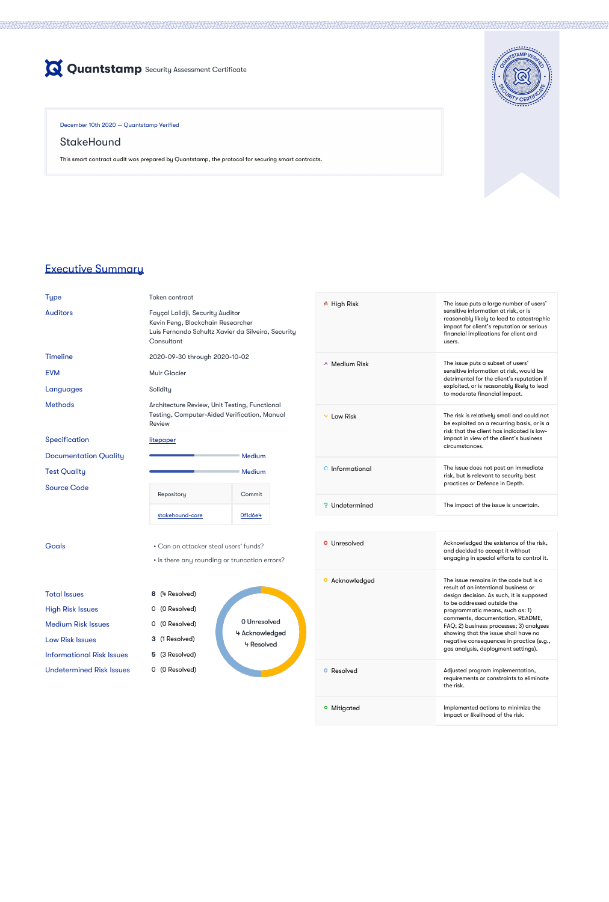Quantstamp Security Assessment Certificate

December 10th 2020 — Quantstamp Verified

# StakeHound

This smart contract audit was prepared by Quantstamp, the protocol for securing smart contracts.

## Executive Summary

| | |
|---|---|
| Type | Token contract |
| Auditors | Fayçal Lalidji, Security Auditor<br>Kevin Feng, Blockchain Researcher<br>Luís Fernando Schultz Xavier da Silveira, Security Consultant |
| Timeline | 2020-09-30 through 2020-10-02 |
| EVM | Muir Glacier |
| Languages | Solidity |
| Methods | Architecture Review, Unit Testing, Functional Testing, Computer-Aided Verification, Manual Review |
| Specification | litepaper |
| Documentation Quality | Medium |
| Test Quality | Medium |
| Source Code | Repository: stakehound-core — Commit: 0f1d6e4 |
| Goals | • Can an attacker steal users' funds?<br>• Is there any rounding or truncation errors? |
| Total Issues | 8 (4 Resolved) |
| High Risk Issues | 0 (0 Resolved) |
| Medium Risk Issues | 0 (0 Resolved) |
| Low Risk Issues | 3 (1 Resolved) |
| Informational Risk Issues | 5 (3 Resolved) |
| Undetermined Risk Issues | 0 (0 Resolved) |

0 Unresolved
4 Acknowledged
4 Resolved

| Severity | Description |
|---|---|
| High Risk | The issue puts a large number of users' sensitive information at risk, or is reasonably likely to lead to catastrophic impact for client's reputation or serious financial implications for client and users. |
| Medium Risk | The issue puts a subset of users' sensitive information at risk, would be detrimental for the client's reputation if exploited, or is reasonably likely to lead to moderate financial impact. |
| Low Risk | The risk is relatively small and could not be exploited on a recurring basis, or is a risk that the client has indicated is low-impact in view of the client's business circumstances. |
| Informational | The issue does not post an immediate risk, but is relevant to security best practices or Defence in Depth. |
| Undetermined | The impact of the issue is uncertain. |

| Status | Description |
|---|---|
| Unresolved | Acknowledged the existence of the risk, and decided to accept it without engaging in special efforts to control it. |
| Acknowledged | The issue remains in the code but is a result of an intentional business or design decision. As such, it is supposed to be addressed outside the programmatic means, such as: 1) comments, documentation, README, FAQ; 2) business processes; 3) analyses showing that the issue shall have no negative consequences in practice (e.g., gas analysis, deployment settings). |
| Resolved | Adjusted program implementation, requirements or constraints to eliminate the risk. |
| Mitigated | Implemented actions to minimize the impact or likelihood of the risk. |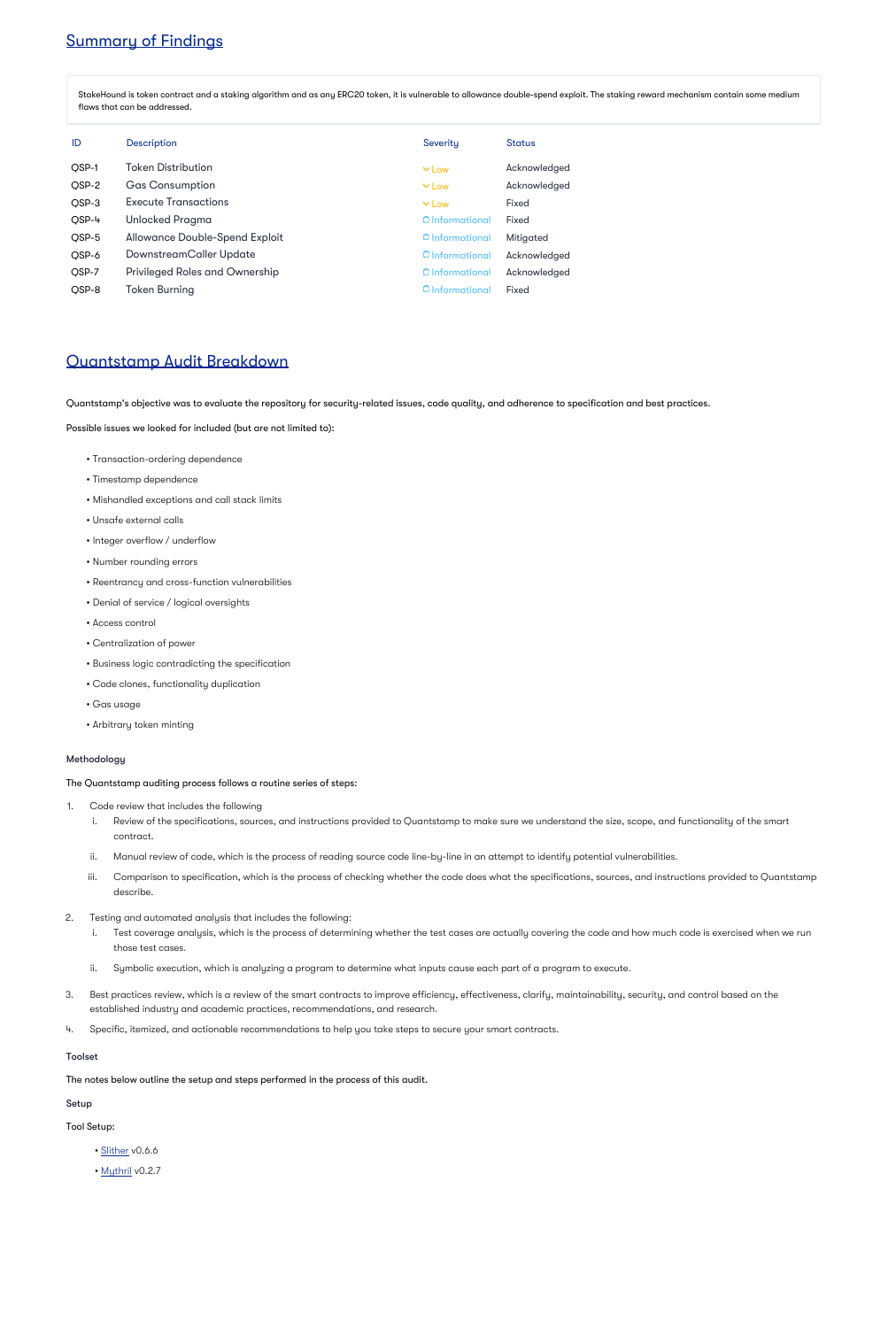## Summary of Findings

StakeHound is token contract and a staking algorithm and as any ERC20 token, it is vulnerable to allowance double-spend exploit. The staking reward mechanism contain some medium flaws that can be addressed.

| ID | Description | Severity | Status |
| --- | --- | --- | --- |
| QSP-1 | Token Distribution | Low | Acknowledged |
| QSP-2 | Gas Consumption | Low | Acknowledged |
| QSP-3 | Execute Transactions | Low | Fixed |
| QSP-4 | Unlocked Pragma | Informational | Fixed |
| QSP-5 | Allowance Double-Spend Exploit | Informational | Mitigated |
| QSP-6 | DownstreamCaller Update | Informational | Acknowledged |
| QSP-7 | Privileged Roles and Ownership | Informational | Acknowledged |
| QSP-8 | Token Burning | Informational | Fixed |

## Quantstamp Audit Breakdown

Quantstamp's objective was to evaluate the repository for security-related issues, code quality, and adherence to specification and best practices.

Possible issues we looked for included (but are not limited to):

- Transaction-ordering dependence
- Timestamp dependence
- Mishandled exceptions and call stack limits
- Unsafe external calls
- Integer overflow / underflow
- Number rounding errors
- Reentrancy and cross-function vulnerabilities
- Denial of service / logical oversights
- Access control
- Centralization of power
- Business logic contradicting the specification
- Code clones, functionality duplication
- Gas usage
- Arbitrary token minting

### Methodology

The Quantstamp auditing process follows a routine series of steps:

1. Code review that includes the following
   i. Review of the specifications, sources, and instructions provided to Quantstamp to make sure we understand the size, scope, and functionality of the smart contract.
   ii. Manual review of code, which is the process of reading source code line-by-line in an attempt to identify potential vulnerabilities.
   iii. Comparison to specification, which is the process of checking whether the code does what the specifications, sources, and instructions provided to Quantstamp describe.
2. Testing and automated analysis that includes the following:
   i. Test coverage analysis, which is the process of determining whether the test cases are actually covering the code and how much code is exercised when we run those test cases.
   ii. Symbolic execution, which is analyzing a program to determine what inputs cause each part of a program to execute.
3. Best practices review, which is a review of the smart contracts to improve efficiency, effectiveness, clarify, maintainability, security, and control based on the established industry and academic practices, recommendations, and research.
4. Specific, itemized, and actionable recommendations to help you take steps to secure your smart contracts.

### Toolset

The notes below outline the setup and steps performed in the process of this audit.

### Setup

Tool Setup:

- Slither v0.6.6
- Mythril v0.2.7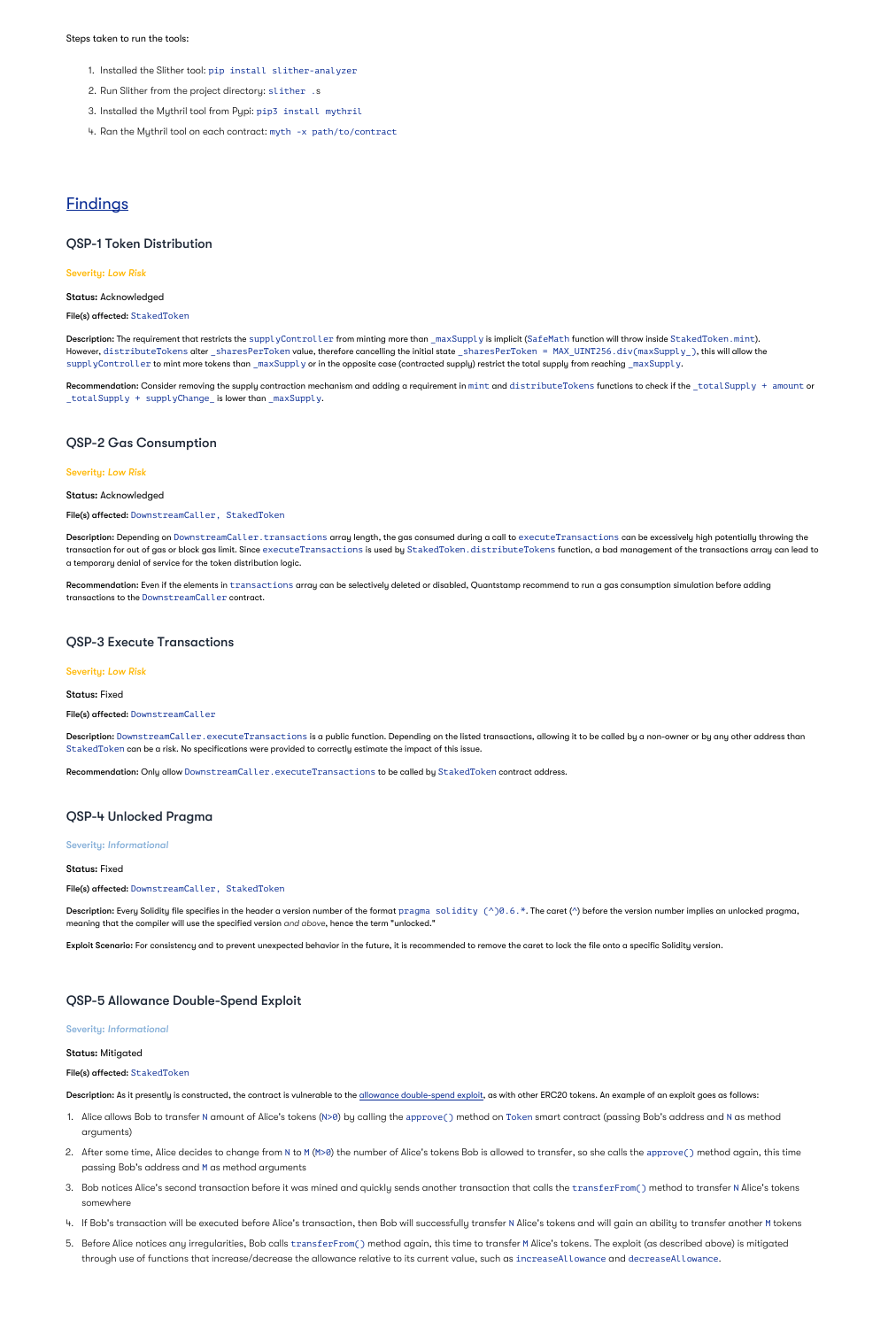Steps taken to run the tools:

1. Installed the Slither tool: `pip install slither-analyzer`
2. Run Slither from the project directory: `slither .s`
3. Installed the Mythril tool from Pypi: `pip3 install mythril`
4. Ran the Mythril tool on each contract: `myth -x path/to/contract`

# Findings

## QSP-1 Token Distribution

*Severity: Low Risk*

**Status:** Acknowledged

**File(s) affected:** `StakedToken`

**Description:** The requirement that restricts the `supplyController` from minting more than `_maxSupply` is implicit (`SafeMath` function will throw inside `StakedToken.mint`). However, `distributeTokens` alter `_sharesPerToken` value, therefore cancelling the initial state `_sharesPerToken = MAX_UINT256.div(maxSupply_)`, this will allow the `supplyController` to mint more tokens than `_maxSupply` or in the opposite case (contracted supply) restrict the total supply from reaching `_maxSupply`.

**Recommendation:** Consider removing the supply contraction mechanism and adding a requirement in `mint` and `distributeTokens` functions to check if the `_totalSupply + amount` or `_totalSupply + supplyChange_` is lower than `_maxSupply`.

## QSP-2 Gas Consumption

*Severity: Low Risk*

**Status:** Acknowledged

**File(s) affected:** `DownstreamCaller, StakedToken`

**Description:** Depending on `DownstreamCaller.transactions` array length, the gas consumed during a call to `executeTransactions` can be excessively high potentially throwing the transaction for out of gas or block gas limit. Since `executeTransactions` is used by `StakedToken.distributeTokens` function, a bad management of the transactions array can lead to a temporary denial of service for the token distribution logic.

**Recommendation:** Even if the elements in `transactions` array can be selectively deleted or disabled, Quantstamp recommend to run a gas consumption simulation before adding transactions to the `DownstreamCaller` contract.

## QSP-3 Execute Transactions

*Severity: Low Risk*

**Status:** Fixed

**File(s) affected:** `DownstreamCaller`

**Description:** `DownstreamCaller.executeTransactions` is a public function. Depending on the listed transactions, allowing it to be called by a non-owner or by any other address than `StakedToken` can be a risk. No specifications were provided to correctly estimate the impact of this issue.

**Recommendation:** Only allow `DownstreamCaller.executeTransactions` to be called by `StakedToken` contract address.

## QSP-4 Unlocked Pragma

*Severity: Informational*

**Status:** Fixed

**File(s) affected:** `DownstreamCaller, StakedToken`

**Description:** Every Solidity file specifies in the header a version number of the format `pragma solidity (^)0.6.*`. The caret (^) before the version number implies an unlocked pragma, meaning that the compiler will use the specified version *and above*, hence the term "unlocked."

**Exploit Scenario:** For consistency and to prevent unexpected behavior in the future, it is recommended to remove the caret to lock the file onto a specific Solidity version.

## QSP-5 Allowance Double-Spend Exploit

*Severity: Informational*

**Status:** Mitigated

**File(s) affected:** `StakedToken`

**Description:** As it presently is constructed, the contract is vulnerable to the allowance double-spend exploit, as with other ERC20 tokens. An example of an exploit goes as follows:

1. Alice allows Bob to transfer `N` amount of Alice's tokens (`N>0`) by calling the `approve()` method on `Token` smart contract (passing Bob's address and `N` as method arguments)
2. After some time, Alice decides to change from `N` to `M` (`M>0`) the number of Alice's tokens Bob is allowed to transfer, so she calls the `approve()` method again, this time passing Bob's address and `M` as method arguments
3. Bob notices Alice's second transaction before it was mined and quickly sends another transaction that calls the `transferFrom()` method to transfer `N` Alice's tokens somewhere
4. If Bob's transaction will be executed before Alice's transaction, then Bob will successfully transfer `N` Alice's tokens and will gain an ability to transfer another `M` tokens
5. Before Alice notices any irregularities, Bob calls `transferFrom()` method again, this time to transfer `M` Alice's tokens. The exploit (as described above) is mitigated through use of functions that increase/decrease the allowance relative to its current value, such as `increaseAllowance` and `decreaseAllowance`.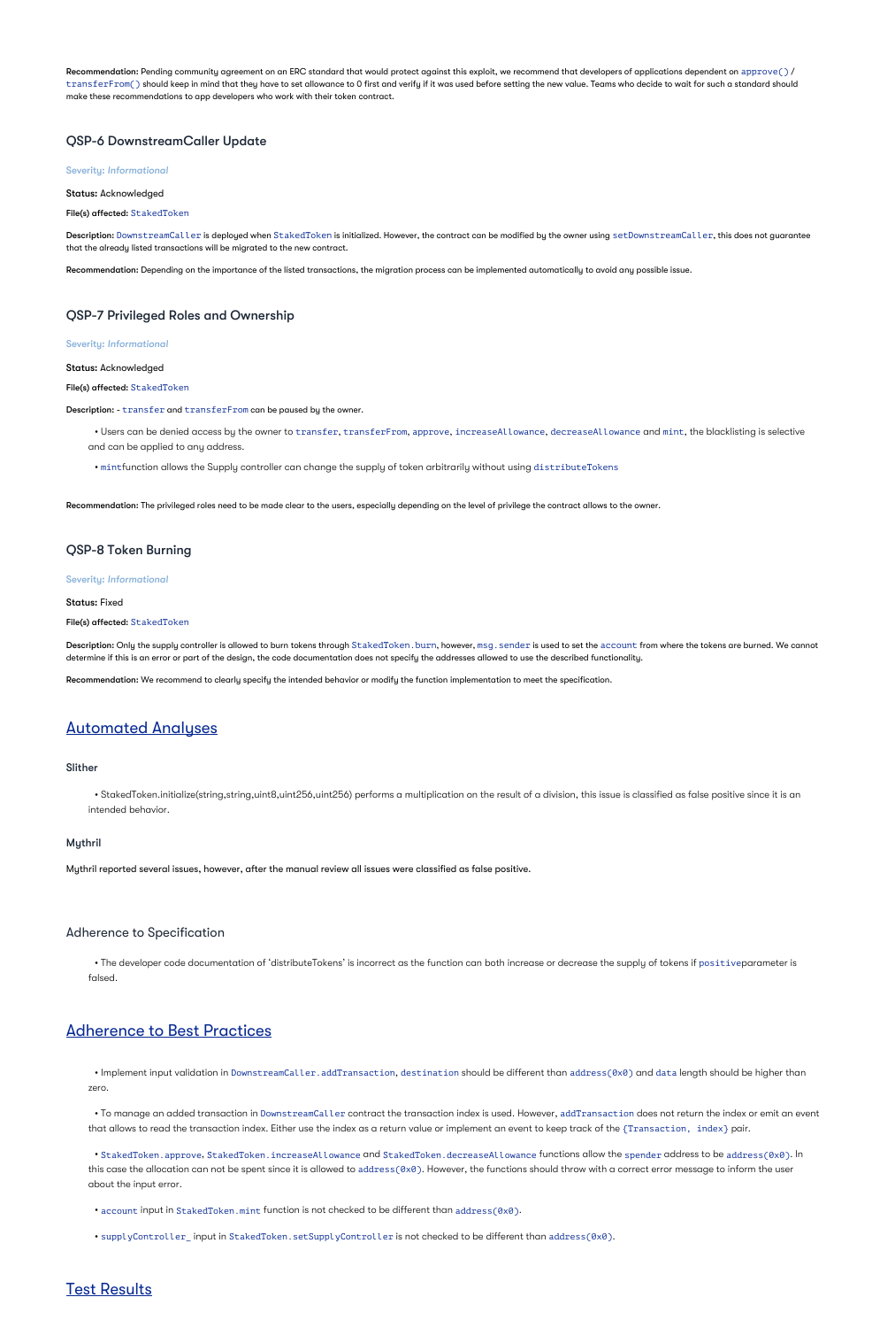**Recommendation:** Pending community agreement on an ERC standard that would protect against this exploit, we recommend that developers of applications dependent on `approve()` / `transferFrom()` should keep in mind that they have to set allowance to 0 first and verify if it was used before setting the new value. Teams who decide to wait for such a standard should make these recommendations to app developers who work with their token contract.

### QSP-6 DownstreamCaller Update

*Severity: Informational*

**Status:** Acknowledged

**File(s) affected:** `StakedToken`

**Description:** `DownstreamCaller` is deployed when `StakedToken` is initialized. However, the contract can be modified by the owner using `setDownstreamCaller`, this does not guarantee that the already listed transactions will be migrated to the new contract.

**Recommendation:** Depending on the importance of the listed transactions, the migration process can be implemented automatically to avoid any possible issue.

### QSP-7 Privileged Roles and Ownership

*Severity: Informational*

**Status:** Acknowledged

**File(s) affected:** `StakedToken`

**Description:** - `transfer` and `transferFrom` can be paused by the owner.

- Users can be denied access by the owner to `transfer`, `transferFrom`, `approve`, `increaseAllowance`, `decreaseAllowance` and `mint`, the blacklisting is selective and can be applied to any address.
- `mint`function allows the Supply controller can change the supply of token arbitrarily without using `distributeTokens`

**Recommendation:** The privileged roles need to be made clear to the users, especially depending on the level of privilege the contract allows to the owner.

### QSP-8 Token Burning

*Severity: Informational*

**Status:** Fixed

**File(s) affected:** `StakedToken`

**Description:** Only the supply controller is allowed to burn tokens through `StakedToken.burn`, however, `msg.sender` is used to set the `account` from where the tokens are burned. We cannot determine if this is an error or part of the design, the code documentation does not specify the addresses allowed to use the described functionality.

**Recommendation:** We recommend to clearly specify the intended behavior or modify the function implementation to meet the specification.

## Automated Analyses

#### Slither

- StakedToken.initialize(string,string,uint8,uint256,uint256) performs a multiplication on the result of a division, this issue is classified as false positive since it is an intended behavior.

#### Mythril

Mythril reported several issues, however, after the manual review all issues were classified as false positive.

### Adherence to Specification

- The developer code documentation of 'distributeTokens' is incorrect as the function can both increase or decrease the supply of tokens if `positive`parameter is falsed.

## Adherence to Best Practices

- Implement input validation in `DownstreamCaller.addTransaction`, `destination` should be different than `address(0x0)` and `data` length should be higher than zero.
- To manage an added transaction in `DownstreamCaller` contract the transaction index is used. However, `addTransaction` does not return the index or emit an event that allows to read the transaction index. Either use the index as a return value or implement an event to keep track of the `{Transaction, index}` pair.
- `StakedToken.approve`, `StakedToken.increaseAllowance` and `StakedToken.decreaseAllowance` functions allow the `spender` address to be `address(0x0)`. In this case the allocation can not be spent since it is allowed to `address(0x0)`. However, the functions should throw with a correct error message to inform the user about the input error.
- `account` input in `StakedToken.mint` function is not checked to be different than `address(0x0)`.
- `supplyController_` input in `StakedToken.setSupplyController` is not checked to be different than `address(0x0)`.

## Test Results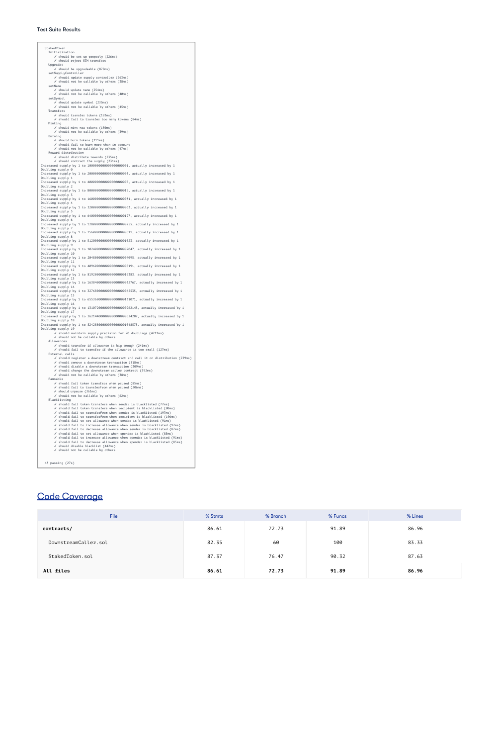#### Test Suite Results

```
  StakedToken
    Initialization
      ✓ should be set up properly (226ms)
      ✓ should reject ETH transfers
    Upgrades
      ✓ should be upgradeable (878ms)
    setSupplyController
      ✓ should update supply controller (263ms)
      ✓ should not be callable by others (38ms)
    setName
      ✓ should update name (254ms)
      ✓ should not be callable by others (40ms)
    setSymbol
      ✓ should update symbol (233ms)
      ✓ should not be callable by others (45ms)
    Transfers
      ✓ should transfer tokens (183ms)
      ✓ should fail to transfer too many tokens (84ms)
    Minting
      ✓ should mint new tokens (130ms)
      ✓ should not be callable by others (39ms)
    Burning
      ✓ should burn tokens (111ms)
      ✓ should fail to burn more than in account
      ✓ should not be callable by others (47ms)
    Reward distribution
      ✓ should distribute rewards (235ms)
      ✓ should contract the supply (231ms)
Increased supply by 1 to 1000000000000000000001, actually increased by 1
Doubling supply 0
Increased supply by 1 to 2000000000000000000003, actually increased by 1
Doubling supply 1
Increased supply by 1 to 4000000000000000000007, actually increased by 1
Doubling supply 2
Increased supply by 1 to 8000000000000000000015, actually increased by 1
Doubling supply 3
Increased supply by 1 to 16000000000000000000031, actually increased by 1
Doubling supply 4
Increased supply by 1 to 32000000000000000000063, actually increased by 1
Doubling supply 5
Increased supply by 1 to 64000000000000000000127, actually increased by 1
Doubling supply 6
Increased supply by 1 to 128000000000000000000255, actually increased by 1
Doubling supply 7
Increased supply by 1 to 256000000000000000000511, actually increased by 1
Doubling supply 8
Increased supply by 1 to 512000000000000000001023, actually increased by 1
Doubling supply 9
Increased supply by 1 to 1024000000000000000002047, actually increased by 1
Doubling supply 10
Increased supply by 1 to 2048000000000000000004095, actually increased by 1
Doubling supply 11
Increased supply by 1 to 4096000000000000000008191, actually increased by 1
Doubling supply 12
Increased supply by 1 to 8192000000000000000016383, actually increased by 1
Doubling supply 13
Increased supply by 1 to 16384000000000000000032767, actually increased by 1
Doubling supply 14
Increased supply by 1 to 32768000000000000000065535, actually increased by 1
Doubling supply 15
Increased supply by 1 to 65536000000000000000131071, actually increased by 1
Doubling supply 16
Increased supply by 1 to 131072000000000000000262143, actually increased by 1
Doubling supply 17
Increased supply by 1 to 262144000000000000000524287, actually increased by 1
Doubling supply 18
Increased supply by 1 to 524288000000000000001048575, actually increased by 1
Doubling supply 19
      ✓ should maintain supply precision for 20 doublings (4211ms)
      ✓ should not be callable by others
    Allowances
      ✓ should transfer if allowance is big enough (241ms)
      ✓ should fail to transfer if the allowance is too small (127ms)
    External calls
      ✓ should register a downstream contract and call it on distribution (239ms)
      ✓ should remove a downstream transaction (318ms)
      ✓ should disable a downstream transaction (309ms)
      ✓ should change the downstream caller contract (592ms)
      ✓ should not be callable by others (38ms)
    Pausable
      ✓ should fail token transfers when paused (85ms)
      ✓ should fail to transferFrom when paused (206ms)
      ✓ should unpause (361ms)
      ✓ should not be callable by others (62ms)
    Blacklisting
      ✓ should fail token transfers when sender is blacklisted (77ms)
      ✓ should fail token transfers when recipient is blacklisted (80ms)
      ✓ should fail to transferFrom when sender is blacklisted (197ms)
      ✓ should fail to transferFrom when recipient is blacklisted (196ms)
      ✓ should fail to set allowance when sender is blacklisted (91ms)
      ✓ should fail to increase allowance when sender is blacklisted (92ms)
      ✓ should fail to decrease allowance when sender is blacklisted (87ms)
      ✓ should fail to set allowance when spender is blacklisted (85ms)
      ✓ should fail to increase allowance when spender is blacklisted (91ms)
      ✓ should fail to decrease allowance when spender is blacklisted (85ms)
      ✓ should disable blacklist (442ms)
      ✓ should not be callable by others


  43 passing (27s)
```

## Code Coverage

| File | % Stmts | % Branch | % Funcs | % Lines |
|---|---|---|---|---|
| **contracts/** | 86.61 | 72.73 | 91.89 | 86.96 |
| DownstreamCaller.sol | 82.35 | 60 | 100 | 83.33 |
| StakedToken.sol | 87.37 | 76.47 | 90.32 | 87.63 |
| **All files** | **86.61** | **72.73** | **91.89** | **86.96** |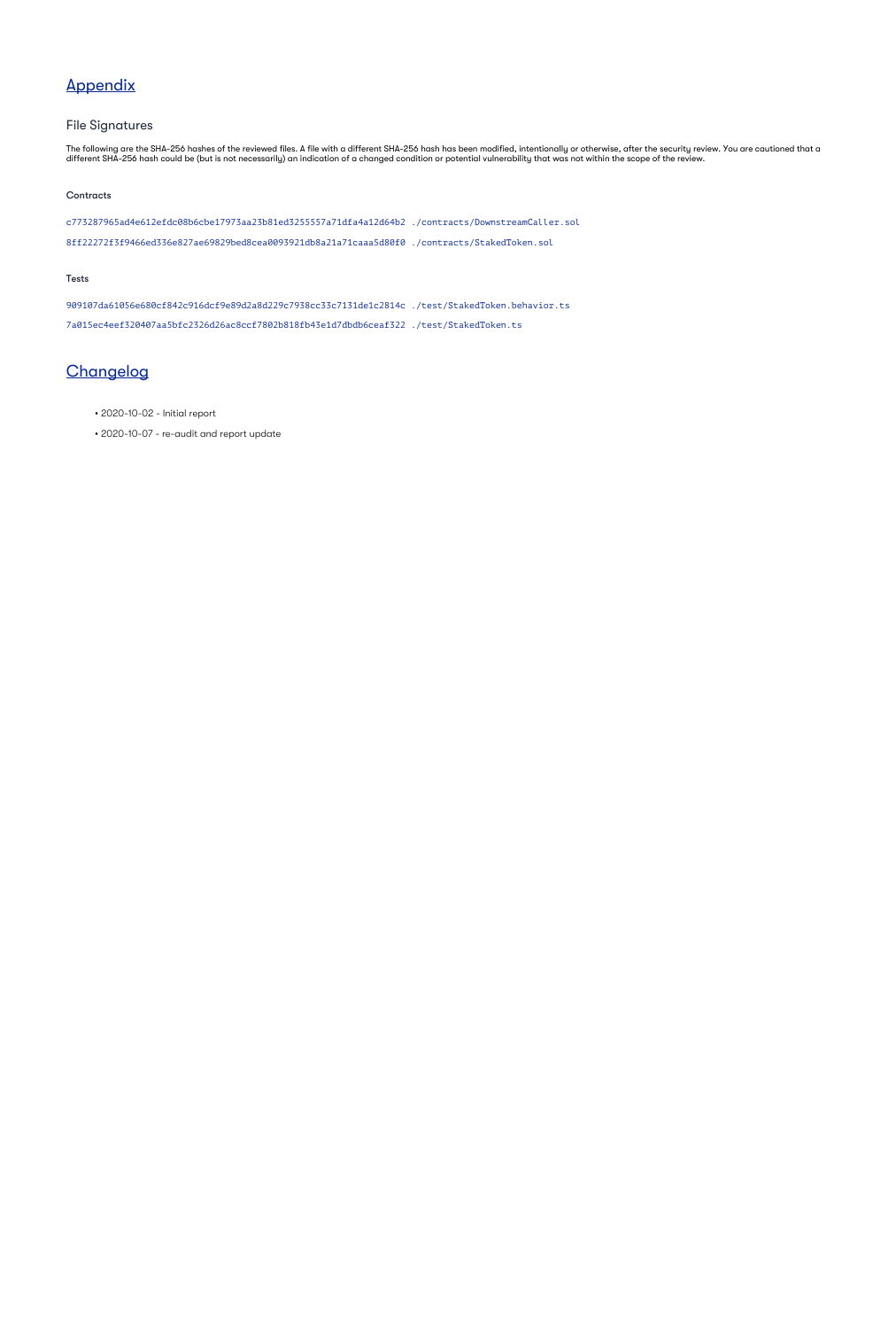## Appendix

### File Signatures

The following are the SHA-256 hashes of the reviewed files. A file with a different SHA-256 hash has been modified, intentionally or otherwise, after the security review. You are cautioned that a different SHA-256 hash could be (but is not necessarily) an indication of a changed condition or potential vulnerability that was not within the scope of the review.

#### Contracts

```
c773287965ad4e612efdc08b6cbe17973aa23b81ed3255557a71dfa4a12d64b2 ./contracts/DownstreamCaller.sol
8ff22272f3f9466ed336e827ae69829bed8cea0093921db8a21a71caaa5d80f0 ./contracts/StakedToken.sol
```

#### Tests

```
909107da61056e680cf842c916dcf9e89d2a8d229c7938cc33c7131de1c2814c ./test/StakedToken.behavior.ts
7a015ec4eef320407aa5bfc2326d26ac8ccf7802b818fb43e1d7dbdb6ceaf322 ./test/StakedToken.ts
```

## Changelog

- 2020-10-02 - Initial report
- 2020-10-07 - re-audit and report update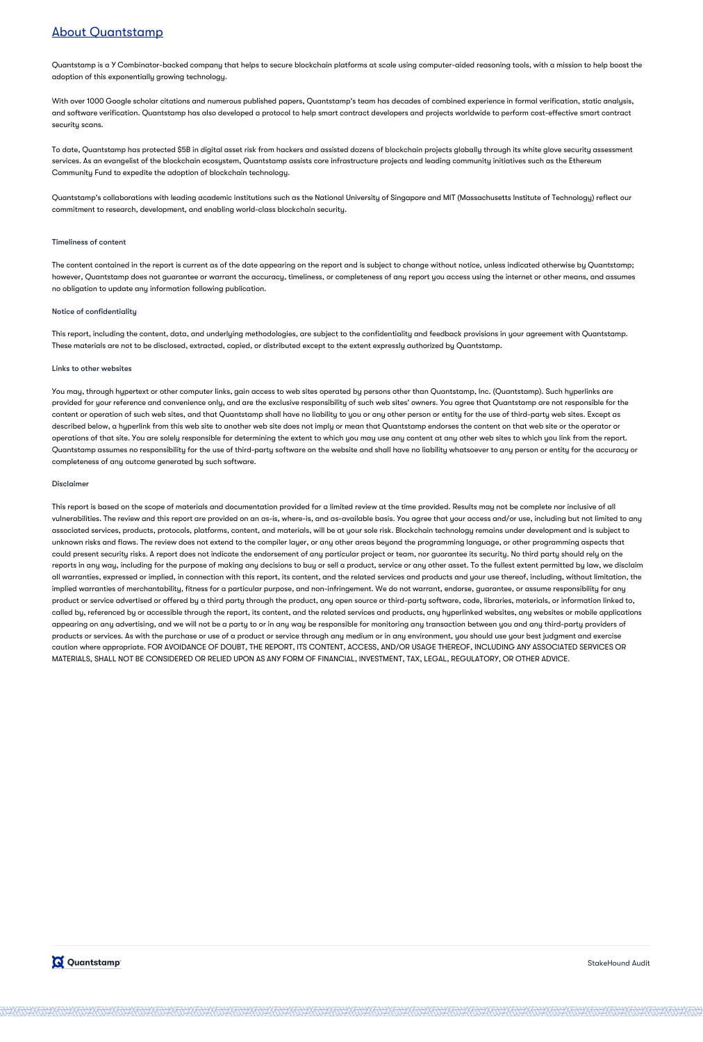## About Quantstamp

Quantstamp is a Y Combinator-backed company that helps to secure blockchain platforms at scale using computer-aided reasoning tools, with a mission to help boost the adoption of this exponentially growing technology.

With over 1000 Google scholar citations and numerous published papers, Quantstamp's team has decades of combined experience in formal verification, static analysis, and software verification. Quantstamp has also developed a protocol to help smart contract developers and projects worldwide to perform cost-effective smart contract security scans.

To date, Quantstamp has protected $5B in digital asset risk from hackers and assisted dozens of blockchain projects globally through its white glove security assessment services. As an evangelist of the blockchain ecosystem, Quantstamp assists core infrastructure projects and leading community initiatives such as the Ethereum Community Fund to expedite the adoption of blockchain technology.

Quantstamp's collaborations with leading academic institutions such as the National University of Singapore and MIT (Massachusetts Institute of Technology) reflect our commitment to research, development, and enabling world-class blockchain security.

#### Timeliness of content

The content contained in the report is current as of the date appearing on the report and is subject to change without notice, unless indicated otherwise by Quantstamp; however, Quantstamp does not guarantee or warrant the accuracy, timeliness, or completeness of any report you access using the internet or other means, and assumes no obligation to update any information following publication.

#### Notice of confidentiality

This report, including the content, data, and underlying methodologies, are subject to the confidentiality and feedback provisions in your agreement with Quantstamp. These materials are not to be disclosed, extracted, copied, or distributed except to the extent expressly authorized by Quantstamp.

#### Links to other websites

You may, through hypertext or other computer links, gain access to web sites operated by persons other than Quantstamp, Inc. (Quantstamp). Such hyperlinks are provided for your reference and convenience only, and are the exclusive responsibility of such web sites' owners. You agree that Quantstamp are not responsible for the content or operation of such web sites, and that Quantstamp shall have no liability to you or any other person or entity for the use of third-party web sites. Except as described below, a hyperlink from this web site to another web site does not imply or mean that Quantstamp endorses the content on that web site or the operator or operations of that site. You are solely responsible for determining the extent to which you may use any content at any other web sites to which you link from the report. Quantstamp assumes no responsibility for the use of third-party software on the website and shall have no liability whatsoever to any person or entity for the accuracy or completeness of any outcome generated by such software.

#### Disclaimer

This report is based on the scope of materials and documentation provided for a limited review at the time provided. Results may not be complete nor inclusive of all vulnerabilities. The review and this report are provided on an as-is, where-is, and as-available basis. You agree that your access and/or use, including but not limited to any associated services, products, protocols, platforms, content, and materials, will be at your sole risk. Blockchain technology remains under development and is subject to unknown risks and flaws. The review does not extend to the compiler layer, or any other areas beyond the programming language, or other programming aspects that could present security risks. A report does not indicate the endorsement of any particular project or team, nor guarantee its security. No third party should rely on the reports in any way, including for the purpose of making any decisions to buy or sell a product, service or any other asset. To the fullest extent permitted by law, we disclaim all warranties, expressed or implied, in connection with this report, its content, and the related services and products and your use thereof, including, without limitation, the implied warranties of merchantability, fitness for a particular purpose, and non-infringement. We do not warrant, endorse, guarantee, or assume responsibility for any product or service advertised or offered by a third party through the product, any open source or third-party software, code, libraries, materials, or information linked to, called by, referenced by or accessible through the report, its content, and the related services and products, any hyperlinked websites, any websites or mobile applications appearing on any advertising, and we will not be a party to or in any way be responsible for monitoring any transaction between you and any third-party providers of products or services. As with the purchase or use of a product or service through any medium or in any environment, you should use your best judgment and exercise caution where appropriate. FOR AVOIDANCE OF DOUBT, THE REPORT, ITS CONTENT, ACCESS, AND/OR USAGE THEREOF, INCLUDING ANY ASSOCIATED SERVICES OR MATERIALS, SHALL NOT BE CONSIDERED OR RELIED UPON AS ANY FORM OF FINANCIAL, INVESTMENT, TAX, LEGAL, REGULATORY, OR OTHER ADVICE.